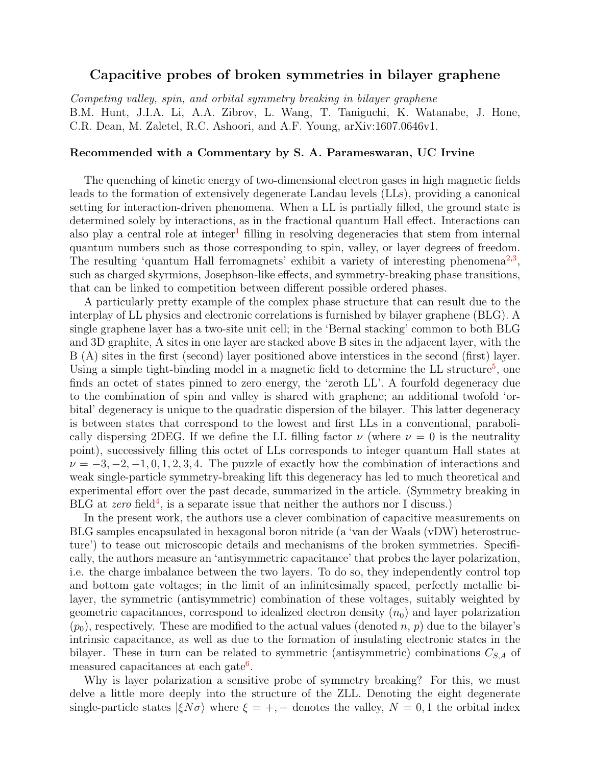# Capacitive probes of broken symmetries in bilayer graphene

*Competing valley, spin, and orbital symmetry breaking in bilayer graphene*
B.M. Hunt, J.I.A. Li, A.A. Zibrov, L. Wang, T. Taniguchi, K. Watanabe, J. Hone, C.R. Dean, M. Zaletel, R.C. Ashoori, and A.F. Young, arXiv:1607.0646v1.

### Recommended with a Commentary by S. A. Parameswaran, UC Irvine

The quenching of kinetic energy of two-dimensional electron gases in high magnetic fields leads to the formation of extensively degenerate Landau levels (LLs), providing a canonical setting for interaction-driven phenomena. When a LL is partially filled, the ground state is determined solely by interactions, as in the fractional quantum Hall effect. Interactions can also play a central role at integer[1] filling in resolving degeneracies that stem from internal quantum numbers such as those corresponding to spin, valley, or layer degrees of freedom. The resulting 'quantum Hall ferromagnets' exhibit a variety of interesting phenomena[2,3], such as charged skyrmions, Josephson-like effects, and symmetry-breaking phase transitions, that can be linked to competition between different possible ordered phases.

A particularly pretty example of the complex phase structure that can result due to the interplay of LL physics and electronic correlations is furnished by bilayer graphene (BLG). A single graphene layer has a two-site unit cell; in the 'Bernal stacking' common to both BLG and 3D graphite, A sites in one layer are stacked above B sites in the adjacent layer, with the B (A) sites in the first (second) layer positioned above interstices in the second (first) layer. Using a simple tight-binding model in a magnetic field to determine the LL structure[5], one finds an octet of states pinned to zero energy, the 'zeroth LL'. A fourfold degeneracy due to the combination of spin and valley is shared with graphene; an additional twofold 'orbital' degeneracy is unique to the quadratic dispersion of the bilayer. This latter degeneracy is between states that correspond to the lowest and first LLs in a conventional, parabolically dispersing 2DEG. If we define the LL filling factor $\nu$ (where $\nu = 0$ is the neutrality point), successively filling this octet of LLs corresponds to integer quantum Hall states at $\nu = -3, -2, -1, 0, 1, 2, 3, 4$. The puzzle of exactly how the combination of interactions and weak single-particle symmetry-breaking lift this degeneracy has led to much theoretical and experimental effort over the past decade, summarized in the article. (Symmetry breaking in BLG at *zero* field[4], is a separate issue that neither the authors nor I discuss.)

In the present work, the authors use a clever combination of capacitive measurements on BLG samples encapsulated in hexagonal boron nitride (a 'van der Waals (vDW) heterostructure') to tease out microscopic details and mechanisms of the broken symmetries. Specifically, the authors measure an 'antisymmetric capacitance' that probes the layer polarization, i.e. the charge imbalance between the two layers. To do so, they independently control top and bottom gate voltages; in the limit of an infinitesimally spaced, perfectly metallic bilayer, the symmetric (antisymmetric) combination of these voltages, suitably weighted by geometric capacitances, correspond to idealized electron density ($n_0$) and layer polarization ($p_0$), respectively. These are modified to the actual values (denoted $n$, $p$) due to the bilayer's intrinsic capacitance, as well as due to the formation of insulating electronic states in the bilayer. These in turn can be related to symmetric (antisymmetric) combinations $C_{S,A}$ of measured capacitances at each gate[6].

Why is layer polarization a sensitive probe of symmetry breaking? For this, we must delve a little more deeply into the structure of the ZLL. Denoting the eight degenerate single-particle states $|\xi N \sigma\rangle$ where $\xi = +, -$ denotes the valley, $N = 0, 1$ the orbital index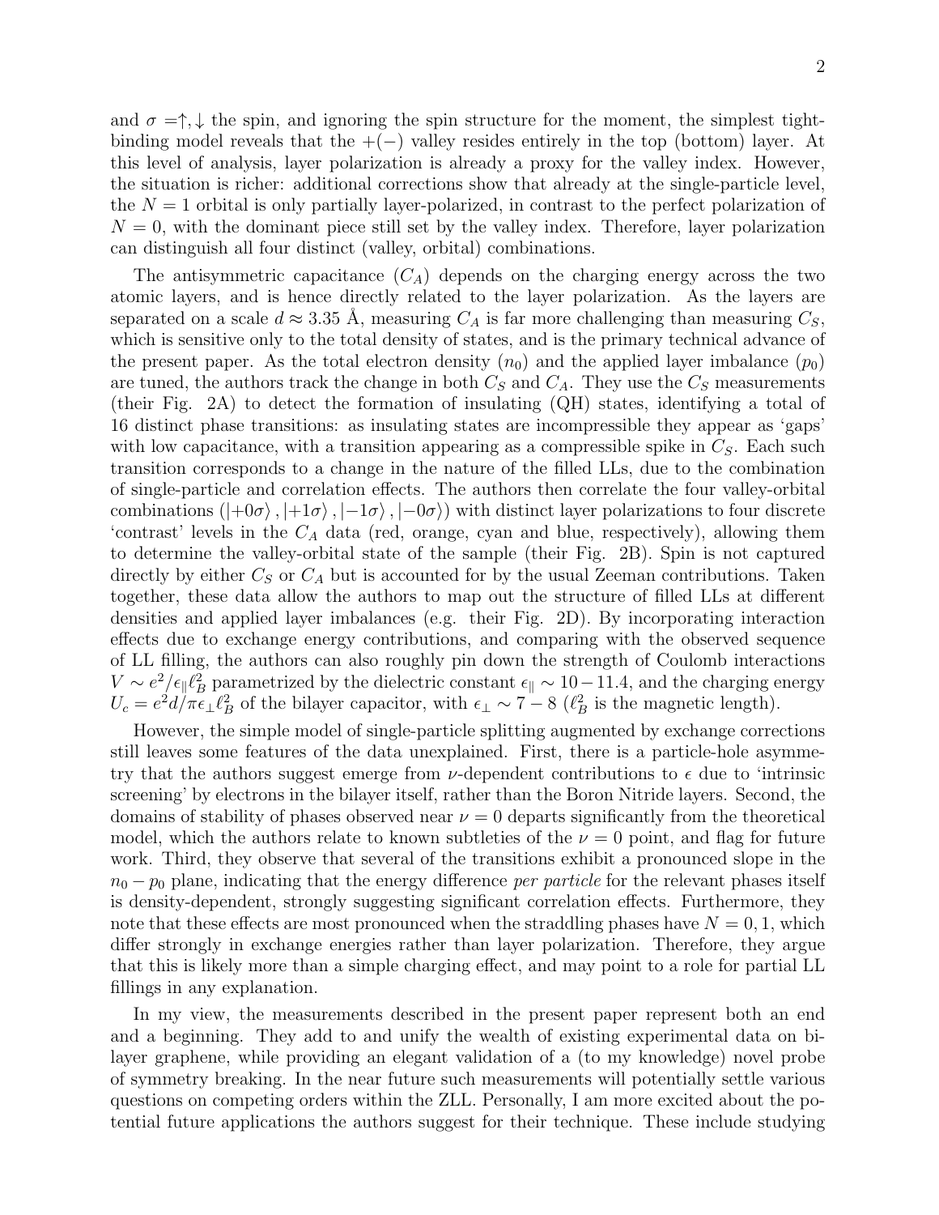and $\sigma = \uparrow, \downarrow$ the spin, and ignoring the spin structure for the moment, the simplest tight-binding model reveals that the $+(-)$ valley resides entirely in the top (bottom) layer. At this level of analysis, layer polarization is already a proxy for the valley index. However, the situation is richer: additional corrections show that already at the single-particle level, the $N = 1$ orbital is only partially layer-polarized, in contrast to the perfect polarization of $N = 0$, with the dominant piece still set by the valley index. Therefore, layer polarization can distinguish all four distinct (valley, orbital) combinations.

The antisymmetric capacitance ($C_A$) depends on the charging energy across the two atomic layers, and is hence directly related to the layer polarization. As the layers are separated on a scale $d \approx 3.35$ Å, measuring $C_A$ is far more challenging than measuring $C_S$, which is sensitive only to the total density of states, and is the primary technical advance of the present paper. As the total electron density ($n_0$) and the applied layer imbalance ($p_0$) are tuned, the authors track the change in both $C_S$ and $C_A$. They use the $C_S$ measurements (their Fig. 2A) to detect the formation of insulating (QH) states, identifying a total of 16 distinct phase transitions: as insulating states are incompressible they appear as 'gaps' with low capacitance, with a transition appearing as a compressible spike in $C_S$. Each such transition corresponds to a change in the nature of the filled LLs, due to the combination of single-particle and correlation effects. The authors then correlate the four valley-orbital combinations ($|+0\sigma\rangle, |+1\sigma\rangle, |-1\sigma\rangle, |-0\sigma\rangle$) with distinct layer polarizations to four discrete 'contrast' levels in the $C_A$ data (red, orange, cyan and blue, respectively), allowing them to determine the valley-orbital state of the sample (their Fig. 2B). Spin is not captured directly by either $C_S$ or $C_A$ but is accounted for by the usual Zeeman contributions. Taken together, these data allow the authors to map out the structure of filled LLs at different densities and applied layer imbalances (e.g. their Fig. 2D). By incorporating interaction effects due to exchange energy contributions, and comparing with the observed sequence of LL filling, the authors can also roughly pin down the strength of Coulomb interactions $V \sim e^2/\epsilon_{\parallel}\ell_B^2$ parametrized by the dielectric constant $\epsilon_{\parallel} \sim 10 - 11.4$, and the charging energy $U_c = e^2 d/\pi\epsilon_{\perp}\ell_B^2$ of the bilayer capacitor, with $\epsilon_{\perp} \sim 7 - 8$ ($\ell_B^2$ is the magnetic length).

However, the simple model of single-particle splitting augmented by exchange corrections still leaves some features of the data unexplained. First, there is a particle-hole asymmetry that the authors suggest emerge from $\nu$-dependent contributions to $\epsilon$ due to 'intrinsic screening' by electrons in the bilayer itself, rather than the Boron Nitride layers. Second, the domains of stability of phases observed near $\nu = 0$ departs significantly from the theoretical model, which the authors relate to known subtleties of the $\nu = 0$ point, and flag for future work. Third, they observe that several of the transitions exhibit a pronounced slope in the $n_0 - p_0$ plane, indicating that the energy difference *per particle* for the relevant phases itself is density-dependent, strongly suggesting significant correlation effects. Furthermore, they note that these effects are most pronounced when the straddling phases have $N = 0, 1$, which differ strongly in exchange energies rather than layer polarization. Therefore, they argue that this is likely more than a simple charging effect, and may point to a role for partial LL fillings in any explanation.

In my view, the measurements described in the present paper represent both an end and a beginning. They add to and unify the wealth of existing experimental data on bilayer graphene, while providing an elegant validation of a (to my knowledge) novel probe of symmetry breaking. In the near future such measurements will potentially settle various questions on competing orders within the ZLL. Personally, I am more excited about the potential future applications the authors suggest for their technique. These include studying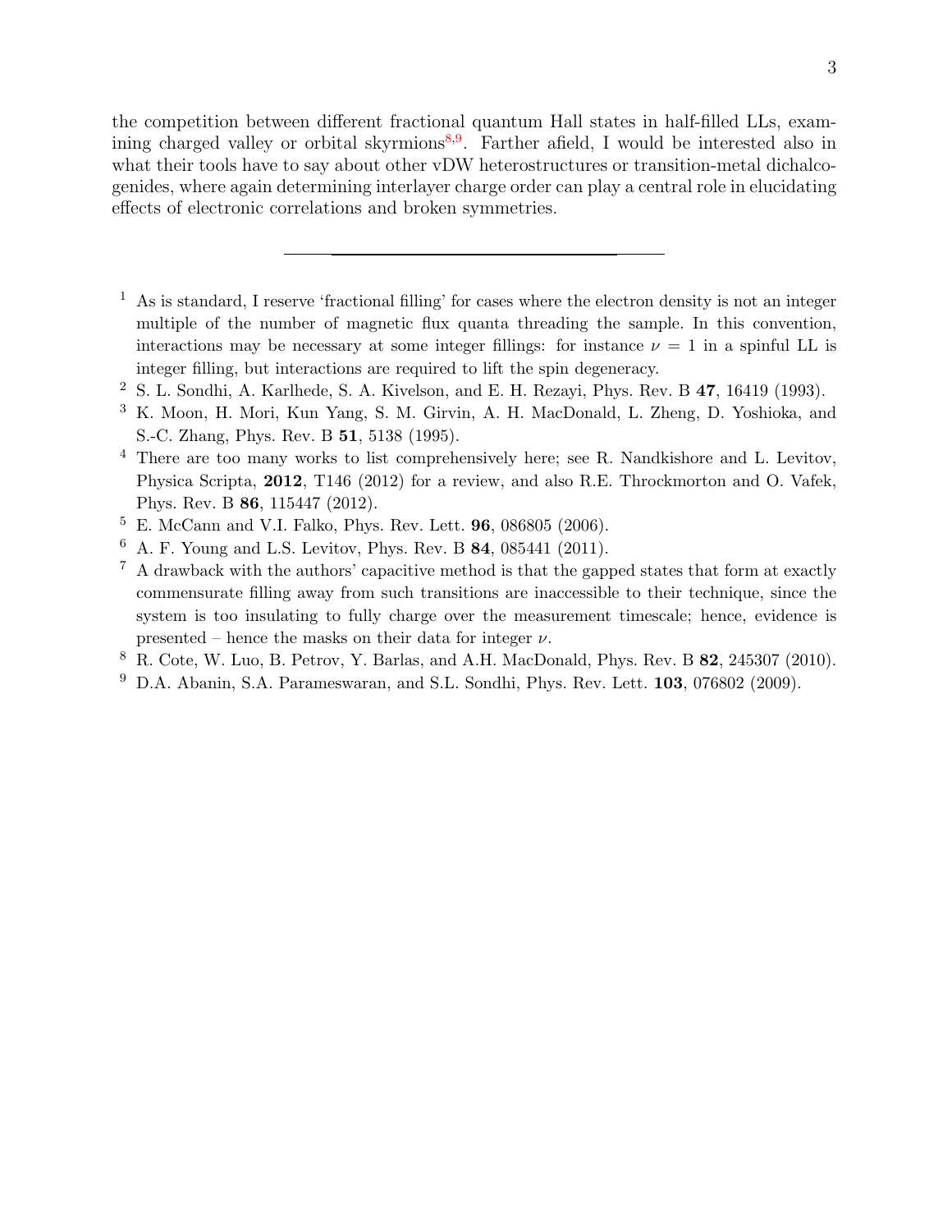the competition between different fractional quantum Hall states in half-filled LLs, examining charged valley or orbital skyrmions[8,9]. Farther afield, I would be interested also in what their tools have to say about other vDW heterostructures or transition-metal dichalcogenides, where again determining interlayer charge order can play a central role in elucidating effects of electronic correlations and broken symmetries.

---

1. As is standard, I reserve 'fractional filling' for cases where the electron density is not an integer multiple of the number of magnetic flux quanta threading the sample. In this convention, interactions may be necessary at some integer fillings: for instance $\nu = 1$ in a spinful LL is integer filling, but interactions are required to lift the spin degeneracy.
2. S. L. Sondhi, A. Karlhede, S. A. Kivelson, and E. H. Rezayi, Phys. Rev. B **47**, 16419 (1993).
3. K. Moon, H. Mori, Kun Yang, S. M. Girvin, A. H. MacDonald, L. Zheng, D. Yoshioka, and S.-C. Zhang, Phys. Rev. B **51**, 5138 (1995).
4. There are too many works to list comprehensively here; see R. Nandkishore and L. Levitov, Physica Scripta, **2012**, T146 (2012) for a review, and also R.E. Throckmorton and O. Vafek, Phys. Rev. B **86**, 115447 (2012).
5. E. McCann and V.I. Falko, Phys. Rev. Lett. **96**, 086805 (2006).
6. A. F. Young and L.S. Levitov, Phys. Rev. B **84**, 085441 (2011).
7. A drawback with the authors' capacitive method is that the gapped states that form at exactly commensurate filling away from such transitions are inaccessible to their technique, since the system is too insulating to fully charge over the measurement timescale; hence, evidence is presented – hence the masks on their data for integer $\nu$.
8. R. Cote, W. Luo, B. Petrov, Y. Barlas, and A.H. MacDonald, Phys. Rev. B **82**, 245307 (2010).
9. D.A. Abanin, S.A. Parameswaran, and S.L. Sondhi, Phys. Rev. Lett. **103**, 076802 (2009).